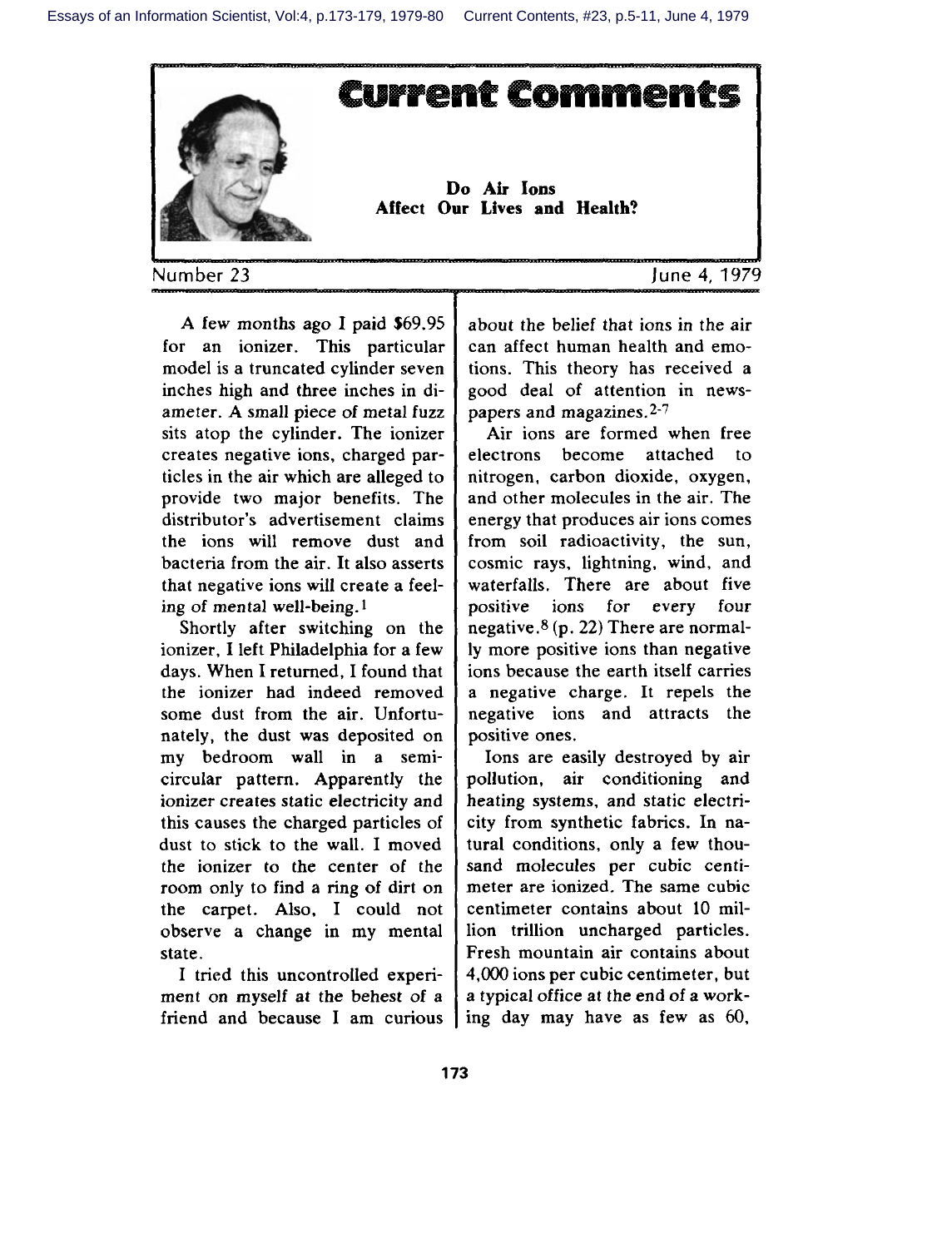# Current Comments

## Do Air Ions Affect Our Lives and Health?

Number 23 — June 4, 1979

A few months ago I paid $69.95 for an ionizer. This particular model is a truncated cylinder seven inches high and three inches in diameter. A small piece of metal fuzz sits atop the cylinder. The ionizer creates negative ions, charged particles in the air which are alleged to provide two major benefits. The distributor's advertisement claims the ions will remove dust and bacteria from the air. It also asserts that negative ions will create a feeling of mental well-being.[1]

Shortly after switching on the ionizer, I left Philadelphia for a few days. When I returned, I found that the ionizer had indeed removed some dust from the air. Unfortunately, the dust was deposited on my bedroom wall in a semicircular pattern. Apparently the ionizer creates static electricity and this causes the charged particles of dust to stick to the wall. I moved the ionizer to the center of the room only to find a ring of dirt on the carpet. Also, I could not observe a change in my mental state.

I tried this uncontrolled experiment on myself at the behest of a friend and because I am curious about the belief that ions in the air can affect human health and emotions. This theory has received a good deal of attention in newspapers and magazines.[2-7]

Air ions are formed when free electrons become attached to nitrogen, carbon dioxide, oxygen, and other molecules in the air. The energy that produces air ions comes from soil radioactivity, the sun, cosmic rays, lightning, wind, and waterfalls. There are about five positive ions for every four negative.[8] (p. 22) There are normally more positive ions than negative ions because the earth itself carries a negative charge. It repels the negative ions and attracts the positive ones.

Ions are easily destroyed by air pollution, air conditioning and heating systems, and static electricity from synthetic fabrics. In natural conditions, only a few thousand molecules per cubic centimeter are ionized. The same cubic centimeter contains about 10 million trillion uncharged particles. Fresh mountain air contains about 4,000 ions per cubic centimeter, but a typical office at the end of a working day may have as few as 60,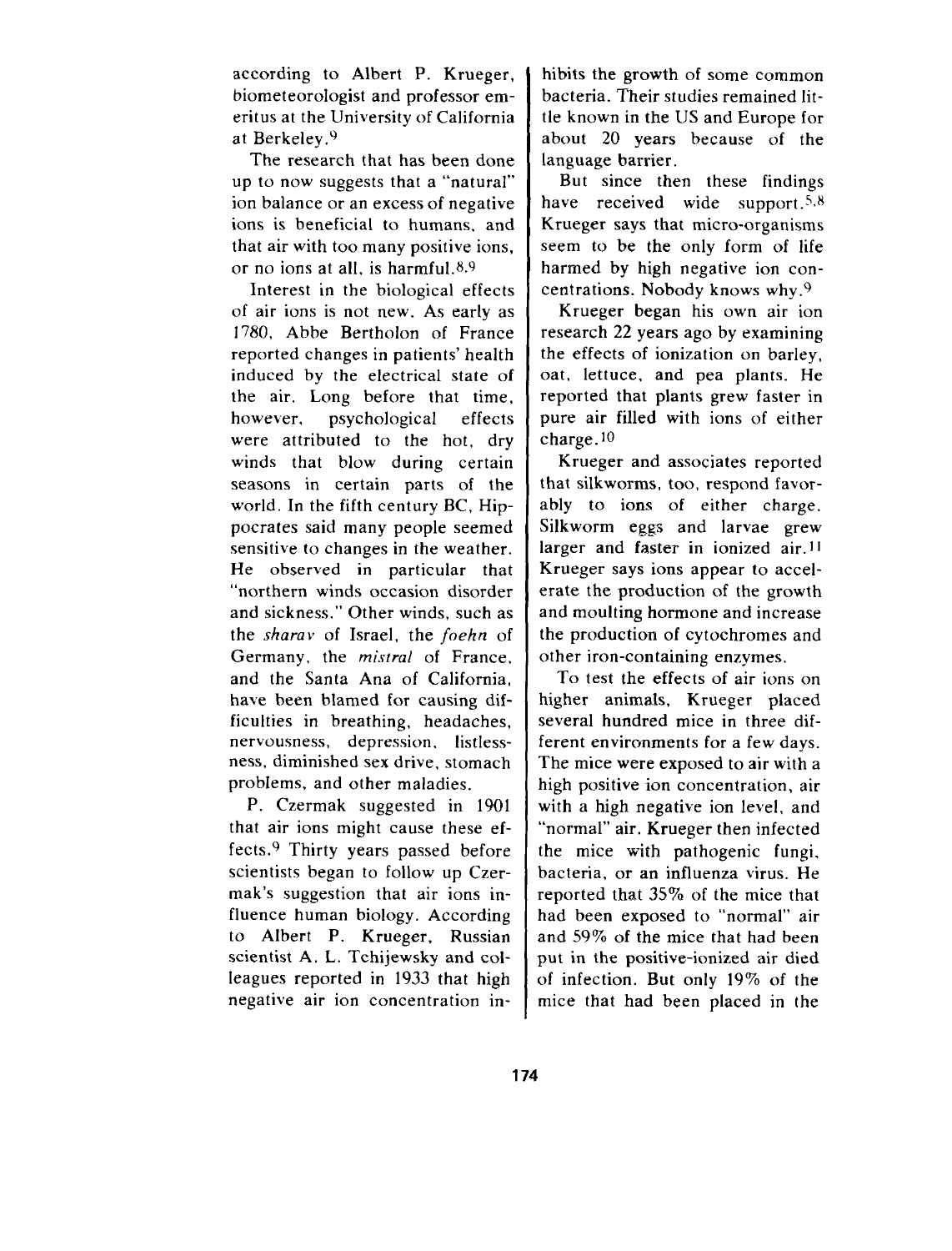according to Albert P. Krueger, biometeorologist and professor emeritus at the University of California at Berkeley.[9]

The research that has been done up to now suggests that a "natural" ion balance or an excess of negative ions is beneficial to humans, and that air with too many positive ions, or no ions at all, is harmful.[8,9]

Interest in the biological effects of air ions is not new. As early as 1780, Abbe Bertholon of France reported changes in patients' health induced by the electrical state of the air. Long before that time, however, psychological effects were attributed to the hot, dry winds that blow during certain seasons in certain parts of the world. In the fifth century BC, Hippocrates said many people seemed sensitive to changes in the weather. He observed in particular that "northern winds occasion disorder and sickness." Other winds, such as the *sharav* of Israel, the *foehn* of Germany, the *mistral* of France, and the Santa Ana of California, have been blamed for causing difficulties in breathing, headaches, nervousness, depression, listlessness, diminished sex drive, stomach problems, and other maladies.

P. Czermak suggested in 1901 that air ions might cause these effects.[9] Thirty years passed before scientists began to follow up Czermak's suggestion that air ions influence human biology. According to Albert P. Krueger, Russian scientist A. L. Tchijewsky and colleagues reported in 1933 that high negative air ion concentration inhibits the growth of some common bacteria. Their studies remained little known in the US and Europe for about 20 years because of the language barrier.

But since then these findings have received wide support.[5,8] Krueger says that micro-organisms seem to be the only form of life harmed by high negative ion concentrations. Nobody knows why.[9]

Krueger began his own air ion research 22 years ago by examining the effects of ionization on barley, oat, lettuce, and pea plants. He reported that plants grew faster in pure air filled with ions of either charge.[10]

Krueger and associates reported that silkworms, too, respond favorably to ions of either charge. Silkworm eggs and larvae grew larger and faster in ionized air.[11] Krueger says ions appear to accelerate the production of the growth and moulting hormone and increase the production of cytochromes and other iron-containing enzymes.

To test the effects of air ions on higher animals, Krueger placed several hundred mice in three different environments for a few days. The mice were exposed to air with a high positive ion concentration, air with a high negative ion level, and "normal" air. Krueger then infected the mice with pathogenic fungi, bacteria, or an influenza virus. He reported that 35% of the mice that had been exposed to "normal" air and 59% of the mice that had been put in the positive-ionized air died of infection. But only 19% of the mice that had been placed in the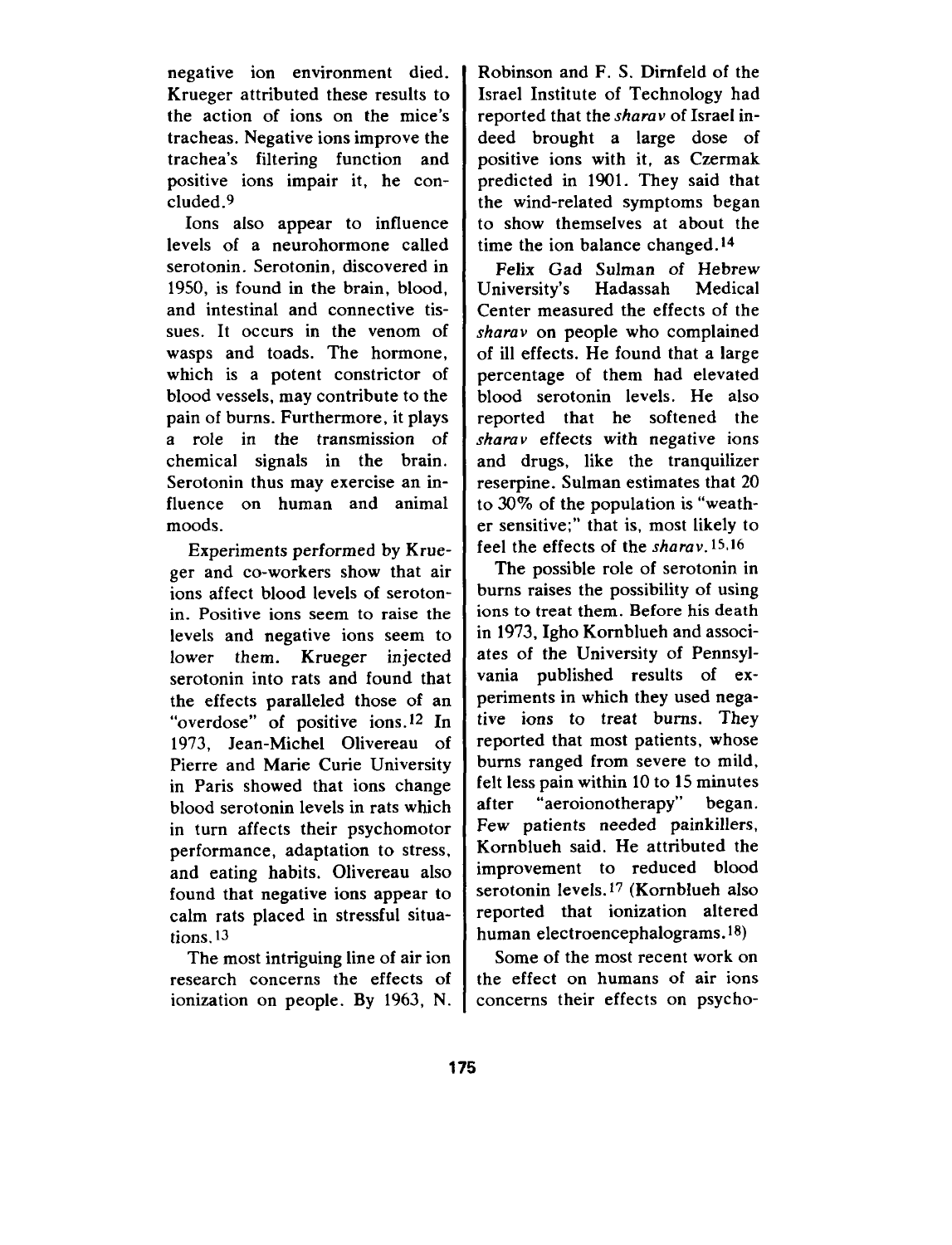negative ion environment died. Krueger attributed these results to the action of ions on the mice's tracheas. Negative ions improve the trachea's filtering function and positive ions impair it, he concluded.[9]

Ions also appear to influence levels of a neurohormone called serotonin. Serotonin, discovered in 1950, is found in the brain, blood, and intestinal and connective tissues. It occurs in the venom of wasps and toads. The hormone, which is a potent constrictor of blood vessels, may contribute to the pain of burns. Furthermore, it plays a role in the transmission of chemical signals in the brain. Serotonin thus may exercise an influence on human and animal moods.

Experiments performed by Krueger and co-workers show that air ions affect blood levels of serotonin. Positive ions seem to raise the levels and negative ions seem to lower them. Krueger injected serotonin into rats and found that the effects paralleled those of an "overdose" of positive ions.[12] In 1973, Jean-Michel Olivereau of Pierre and Marie Curie University in Paris showed that ions change blood serotonin levels in rats which in turn affects their psychomotor performance, adaptation to stress, and eating habits. Olivereau also found that negative ions appear to calm rats placed in stressful situations.[13]

The most intriguing line of air ion research concerns the effects of ionization on people. By 1963, N. Robinson and F. S. Dirnfeld of the Israel Institute of Technology had reported that the *sharav* of Israel indeed brought a large dose of positive ions with it, as Czermak predicted in 1901. They said that the wind-related symptoms began to show themselves at about the time the ion balance changed.[14]

Felix Gad Sulman of Hebrew University's Hadassah Medical Center measured the effects of the *sharav* on people who complained of ill effects. He found that a large percentage of them had elevated blood serotonin levels. He also reported that he softened the *sharav* effects with negative ions and drugs, like the tranquilizer reserpine. Sulman estimates that 20 to 30% of the population is "weather sensitive;" that is, most likely to feel the effects of the *sharav*.[15,16]

The possible role of serotonin in burns raises the possibility of using ions to treat them. Before his death in 1973, Igho Kornblueh and associates of the University of Pennsylvania published results of experiments in which they used negative ions to treat burns. They reported that most patients, whose burns ranged from severe to mild, felt less pain within 10 to 15 minutes after "aeroionotherapy" began. Few patients needed painkillers, Kornblueh said. He attributed the improvement to reduced blood serotonin levels.[17] (Kornblueh also reported that ionization altered human electroencephalograms.[18])

Some of the most recent work on the effect on humans of air ions concerns their effects on psycho-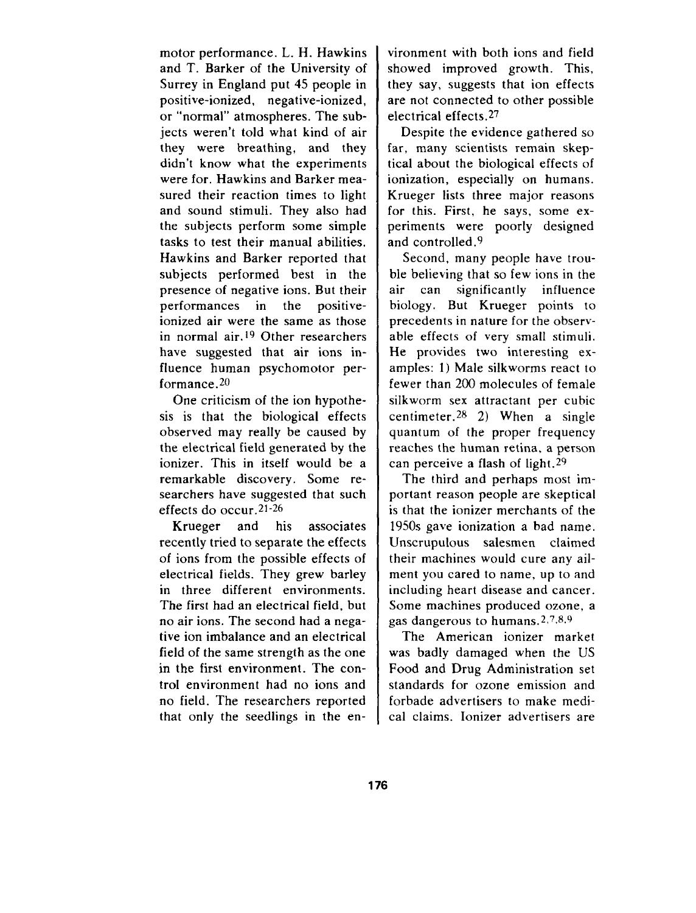motor performance. L. H. Hawkins and T. Barker of the University of Surrey in England put 45 people in positive-ionized, negative-ionized, or "normal" atmospheres. The subjects weren't told what kind of air they were breathing, and they didn't know what the experiments were for. Hawkins and Barker measured their reaction times to light and sound stimuli. They also had the subjects perform some simple tasks to test their manual abilities. Hawkins and Barker reported that subjects performed best in the presence of negative ions. But their performances in the positive-ionized air were the same as those in normal air.[19] Other researchers have suggested that air ions influence human psychomotor performance.[20]

One criticism of the ion hypothesis is that the biological effects observed may really be caused by the electrical field generated by the ionizer. This in itself would be a remarkable discovery. Some researchers have suggested that such effects do occur.[21-26]

Krueger and his associates recently tried to separate the effects of ions from the possible effects of electrical fields. They grew barley in three different environments. The first had an electrical field, but no air ions. The second had a negative ion imbalance and an electrical field of the same strength as the one in the first environment. The control environment had no ions and no field. The researchers reported that only the seedlings in the environment with both ions and field showed improved growth. This, they say, suggests that ion effects are not connected to other possible electrical effects.[27]

Despite the evidence gathered so far, many scientists remain skeptical about the biological effects of ionization, especially on humans. Krueger lists three major reasons for this. First, he says, some experiments were poorly designed and controlled.[9]

Second, many people have trouble believing that so few ions in the air can significantly influence biology. But Krueger points to precedents in nature for the observable effects of very small stimuli. He provides two interesting examples: 1) Male silkworms react to fewer than 200 molecules of female silkworm sex attractant per cubic centimeter.[28] 2) When a single quantum of the proper frequency reaches the human retina, a person can perceive a flash of light.[29]

The third and perhaps most important reason people are skeptical is that the ionizer merchants of the 1950s gave ionization a bad name. Unscrupulous salesmen claimed their machines would cure any ailment you cared to name, up to and including heart disease and cancer. Some machines produced ozone, a gas dangerous to humans.[2,7,8,9]

The American ionizer market was badly damaged when the US Food and Drug Administration set standards for ozone emission and forbade advertisers to make medical claims. Ionizer advertisers are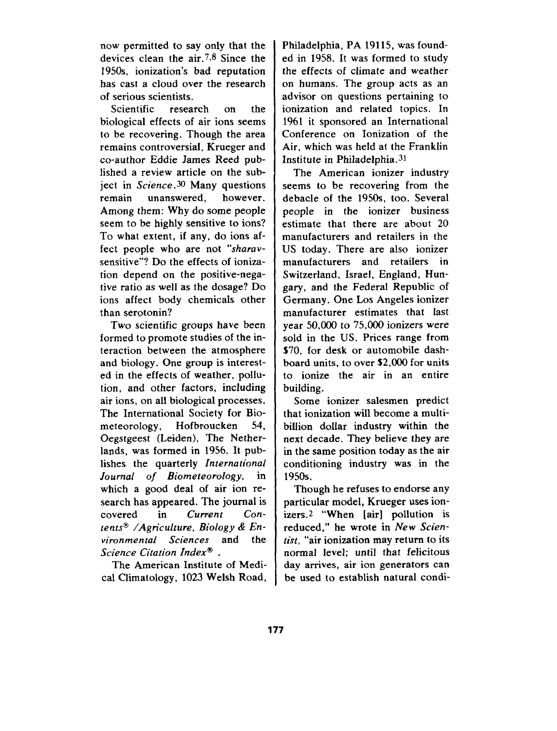now permitted to say only that the devices clean the air.[7,8] Since the 1950s, ionization's bad reputation has cast a cloud over the research of serious scientists.

Scientific research on the biological effects of air ions seems to be recovering. Though the area remains controversial, Krueger and co-author Eddie James Reed published a review article on the subject in *Science*.[30] Many questions remain unanswered, however. Among them: Why do some people seem to be highly sensitive to ions? To what extent, if any, do ions affect people who are not *"sharav*-sensitive"? Do the effects of ionization depend on the positive-negative ratio as well as the dosage? Do ions affect body chemicals other than serotonin?

Two scientific groups have been formed to promote studies of the interaction between the atmosphere and biology. One group is interested in the effects of weather, pollution, and other factors, including air ions, on all biological processes. The International Society for Biometeorology, Hofbroucken 54, Oegstgeest (Leiden), The Netherlands, was formed in 1956. It publishes the quarterly *International Journal of Biometeorology*, in which a good deal of air ion research has appeared. The journal is covered in *Current Contents® /Agriculture, Biology & Environmental Sciences* and the *Science Citation Index®* .

The American Institute of Medical Climatology, 1023 Welsh Road, Philadelphia, PA 19115, was founded in 1958. It was formed to study the effects of climate and weather on humans. The group acts as an advisor on questions pertaining to ionization and related topics. In 1961 it sponsored an International Conference on Ionization of the Air, which was held at the Franklin Institute in Philadelphia.[31]

The American ionizer industry seems to be recovering from the debacle of the 1950s, too. Several people in the ionizer business estimate that there are about 20 manufacturers and retailers in the US today. There are also ionizer manufacturers and retailers in Switzerland, Israel, England, Hungary, and the Federal Republic of Germany. One Los Angeles ionizer manufacturer estimates that last year 50,000 to 75,000 ionizers were sold in the US. Prices range from $70, for desk or automobile dashboard units, to over $2,000 for units to ionize the air in an entire building.

Some ionizer salesmen predict that ionization will become a multibillion dollar industry within the next decade. They believe they are in the same position today as the air conditioning industry was in the 1950s.

Though he refuses to endorse any particular model, Krueger uses ionizers.[2] "When [air] pollution is reduced," he wrote in *New Scientist*, "air ionization may return to its normal level; until that felicitous day arrives, air ion generators can be used to establish natural condi-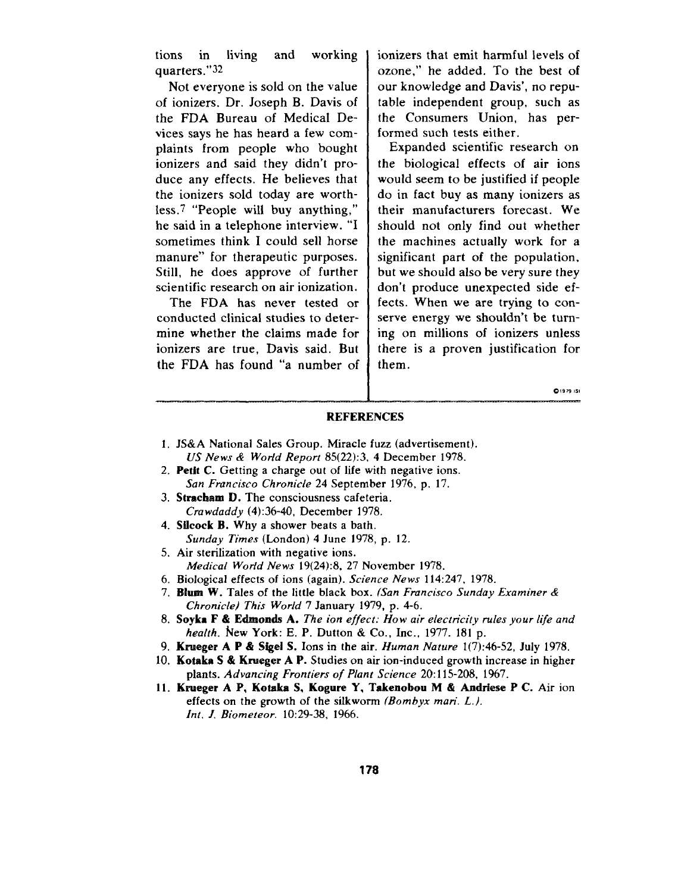tions in living and working quarters."[32]

Not everyone is sold on the value of ionizers. Dr. Joseph B. Davis of the FDA Bureau of Medical Devices says he has heard a few complaints from people who bought ionizers and said they didn't produce any effects. He believes that the ionizers sold today are worthless.[7] "People will buy anything," he said in a telephone interview. "I sometimes think I could sell horse manure" for therapeutic purposes. Still, he does approve of further scientific research on air ionization.

The FDA has never tested or conducted clinical studies to determine whether the claims made for ionizers are true, Davis said. But the FDA has found "a number of ionizers that emit harmful levels of ozone," he added. To the best of our knowledge and Davis', no reputable independent group, such as the Consumers Union, has performed such tests either.

Expanded scientific research on the biological effects of air ions would seem to be justified if people do in fact buy as many ionizers as their manufacturers forecast. We should not only find out whether the machines actually work for a significant part of the population, but we should also be very sure they don't produce unexpected side effects. When we are trying to conserve energy we shouldn't be turning on millions of ionizers unless there is a proven justification for them.

©1979 ISI

## REFERENCES

1. JS&A National Sales Group. Miracle fuzz (advertisement). *US News & World Report* 85(22):3, 4 December 1978.
2. **Petit C.** Getting a charge out of life with negative ions. *San Francisco Chronicle* 24 September 1976, p. 17.
3. **Stracham D.** The consciousness cafeteria. *Crawdaddy* (4):36-40, December 1978.
4. **Silcock B.** Why a shower beats a bath. *Sunday Times* (London) 4 June 1978, p. 12.
5. Air sterilization with negative ions. *Medical World News* 19(24):8, 27 November 1978.
6. Biological effects of ions (again). *Science News* 114:247, 1978.
7. **Blum W.** Tales of the little black box. *(San Francisco Sunday Examiner & Chronicle) This World* 7 January 1979, p. 4-6.
8. **Soyka F & Edmonds A.** *The ion effect: How air electricity rules your life and health.* New York: E. P. Dutton & Co., Inc., 1977. 181 p.
9. **Krueger A P & Sigel S.** Ions in the air. *Human Nature* 1(7):46-52, July 1978.
10. **Kotaka S & Krueger A P.** Studies on air ion-induced growth increase in higher plants. *Advancing Frontiers of Plant Science* 20:115-208, 1967.
11. **Krueger A P, Kotaka S, Kogure Y, Takenobou M & Andriese P C.** Air ion effects on the growth of the silkworm *(Bombyx mori. L.)*. *Int. J. Biometeor.* 10:29-38, 1966.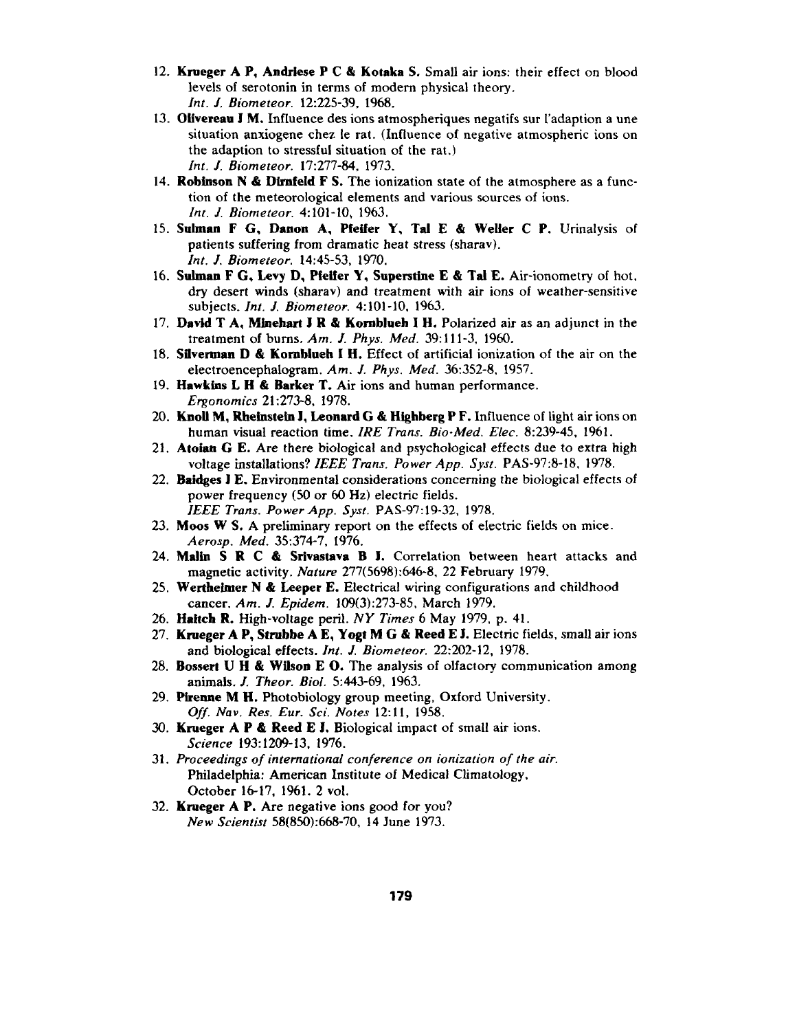12. **Krueger A P, Andriese P C & Kotaka S.** Small air ions: their effect on blood levels of serotonin in terms of modern physical theory. *Int. J. Biometeor.* 12:225-39, 1968.
13. **Olivereau J M.** Influence des ions atmospheriques negatifs sur l'adaption a une situation anxiogene chez le rat. (Influence of negative atmospheric ions on the adaption to stressful situation of the rat.) *Int. J. Biometeor.* 17:277-84, 1973.
14. **Robinson N & Dirnfeld F S.** The ionization state of the atmosphere as a function of the meteorological elements and various sources of ions. *Int. J. Biometeor.* 4:101-10, 1963.
15. **Sulman F G, Danon A, Pfeifer Y, Tal E & Weller C P.** Urinalysis of patients suffering from dramatic heat stress (sharav). *Int. J. Biometeor.* 14:45-53, 1970.
16. **Sulman F G, Levy D, Pfeifer Y, Superstine E & Tal E.** Air-ionometry of hot, dry desert winds (sharav) and treatment with air ions of weather-sensitive subjects. *Int. J. Biometeor.* 4:101-10, 1963.
17. **David T A, Minehart J R & Kornblueh I H.** Polarized air as an adjunct in the treatment of burns. *Am. J. Phys. Med.* 39:111-3, 1960.
18. **Silverman D & Kornblueh I H.** Effect of artificial ionization of the air on the electroencephalogram. *Am. J. Phys. Med.* 36:352-8, 1957.
19. **Hawkins L H & Barker T.** Air ions and human performance. *Ergonomics* 21:273-8, 1978.
20. **Knoll M, Rheinstein J, Leonard G & Highberg P F.** Influence of light air ions on human visual reaction time. *IRE Trans. Bio-Med. Elec.* 8:239-45, 1961.
21. **Atoian G E.** Are there biological and psychological effects due to extra high voltage installations? *IEEE Trans. Power App. Syst.* PAS-97:8-18, 1978.
22. **Baidges J E.** Environmental considerations concerning the biological effects of power frequency (50 or 60 Hz) electric fields. *IEEE Trans. Power App. Syst.* PAS-97:19-32, 1978.
23. **Moos W S.** A preliminary report on the effects of electric fields on mice. *Aerosp. Med.* 35:374-7, 1976.
24. **Malin S R C & Srivastava B J.** Correlation between heart attacks and magnetic activity. *Nature* 277(5698):646-8, 22 February 1979.
25. **Wertheimer N & Leeper E.** Electrical wiring configurations and childhood cancer. *Am. J. Epidem.* 109(3):273-85, March 1979.
26. **Haitch R.** High-voltage peril. *NY Times* 6 May 1979, p. 41.
27. **Krueger A P, Strubbe A E, Yogt M G & Reed E J.** Electric fields, small air ions and biological effects. *Int. J. Biometeor.* 22:202-12, 1978.
28. **Bossert U H & Wilson E O.** The analysis of olfactory communication among animals. *J. Theor. Biol.* 5:443-69, 1963.
29. **Pirenne M H.** Photobiology group meeting, Oxford University. *Off. Nav. Res. Eur. Sci. Notes* 12:11, 1958.
30. **Krueger A P & Reed E J.** Biological impact of small air ions. *Science* 193:1209-13, 1976.
31. *Proceedings of international conference on ionization of the air.* Philadelphia: American Institute of Medical Climatology, October 16-17, 1961. 2 vol.
32. **Krueger A P.** Are negative ions good for you? *New Scientist* 58(850):668-70, 14 June 1973.